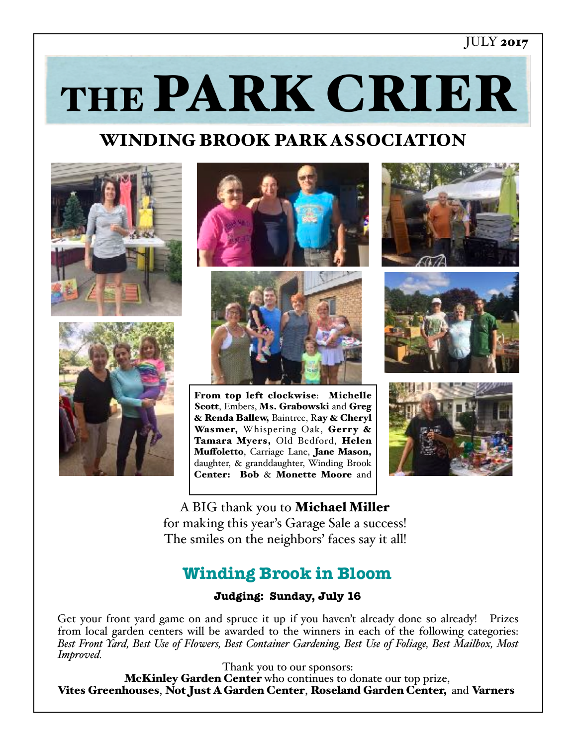JULY **2017**

# THE PARK CRIER

## WINDING BROOK PARK ASSOCIATION

**From top left clockwise**: **Michelle Scott**, Embers, **Ms. Grabowski** and **Greg & Renda Ballew,** Baintree, R**ay & Cheryl Wasmer,** Whispering Oak, **Gerry & Tamara Myers,** Old Bedford, **Helen Muffoletto**, Carriage Lane, **Jane Mason,** daughter, & granddaughter, Winding Brook **Center: Bob** & **Monette Moore** and

A BIG thank you to **Michael Miller** for making this year's Garage Sale a success! The smiles on the neighbors' faces say it all!

## Winding Brook in Bloom

**Judging: Sunday, July 16**

Get your front yard game on and spruce it up if you haven't already done so already! Prizes from local garden centers will be awarded to the winners in each of the following categories: *Best Front Yard, Best Use of Flowers, Best Container Gardening, Best Use of Foliage, Best Mailbox, Most Improved.*

Thank you to our sponsors:
**McKinley Garden Center** who continues to donate our top prize,
**Vites Greenhouses**, **Not Just A Garden Center**, **Roseland Garden Center,** and **Varners**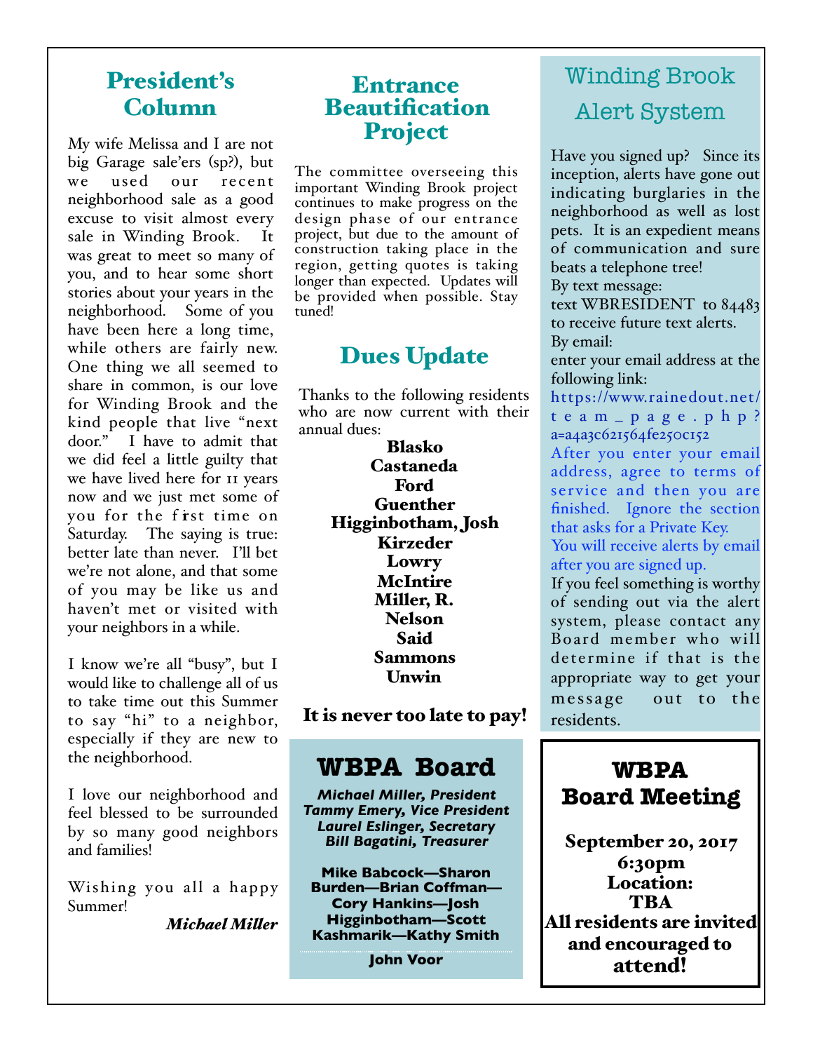## President's Column

My wife Melissa and I are not big Garage sale'ers (sp?), but we used our recent neighborhood sale as a good excuse to visit almost every sale in Winding Brook. It was great to meet so many of you, and to hear some short stories about your years in the neighborhood. Some of you have been here a long time, while others are fairly new. One thing we all seemed to share in common, is our love for Winding Brook and the kind people that live "next door." I have to admit that we did feel a little guilty that we have lived here for 11 years now and we just met some of you for the first time on Saturday. The saying is true: better late than never. I'll bet we're not alone, and that some of you may be like us and haven't met or visited with your neighbors in a while.

I know we're all "busy", but I would like to challenge all of us to take time out this Summer to say "hi" to a neighbor, especially if they are new to the neighborhood.

I love our neighborhood and feel blessed to be surrounded by so many good neighbors and families!

Wishing you all a happy Summer!

*Michael Miller*

## Entrance Beautification Project

The committee overseeing this important Winding Brook project continues to make progress on the design phase of our entrance project, but due to the amount of construction taking place in the region, getting quotes is taking longer than expected. Updates will be provided when possible. Stay tuned!

## Dues Update

Thanks to the following residents who are now current with their annual dues:

**Blasko**
**Castaneda**
**Ford**
**Guenther**
**Higginbotham, Josh**
**Kirzeder**
**Lowry**
**McIntire**
**Miller, R.**
**Nelson**
**Said**
**Sammons**
**Unwin**

**It is never too late to pay!**

## WBPA Board

***Michael Miller, President***
***Tammy Emery, Vice President***
***Laurel Eslinger, Secretary***
***Bill Bagatini, Treasurer***

**Mike Babcock—Sharon Burden—Brian Coffman—Cory Hankins—Josh Higginbotham—Scott Kashmarik—Kathy Smith**

**John Voor**

## Winding Brook Alert System

Have you signed up? Since its inception, alerts have gone out indicating burglaries in the neighborhood as well as lost pets. It is an expedient means of communication and sure beats a telephone tree!

By text message:
text WBRESIDENT to 84483 to receive future text alerts.

By email:
enter your email address at the following link:
https://www.rainedout.net/team_page.php?a=a4a3c621564fe250c152

After you enter your email address, agree to terms of service and then you are finished. Ignore the section that asks for a Private Key.

You will receive alerts by email after you are signed up.

If you feel something is worthy of sending out via the alert system, please contact any Board member who will determine if that is the appropriate way to get your message out to the residents.

## WBPA Board Meeting

**September 20, 2017**
**6:30pm**
**Location: TBA**
**All residents are invited and encouraged to attend!**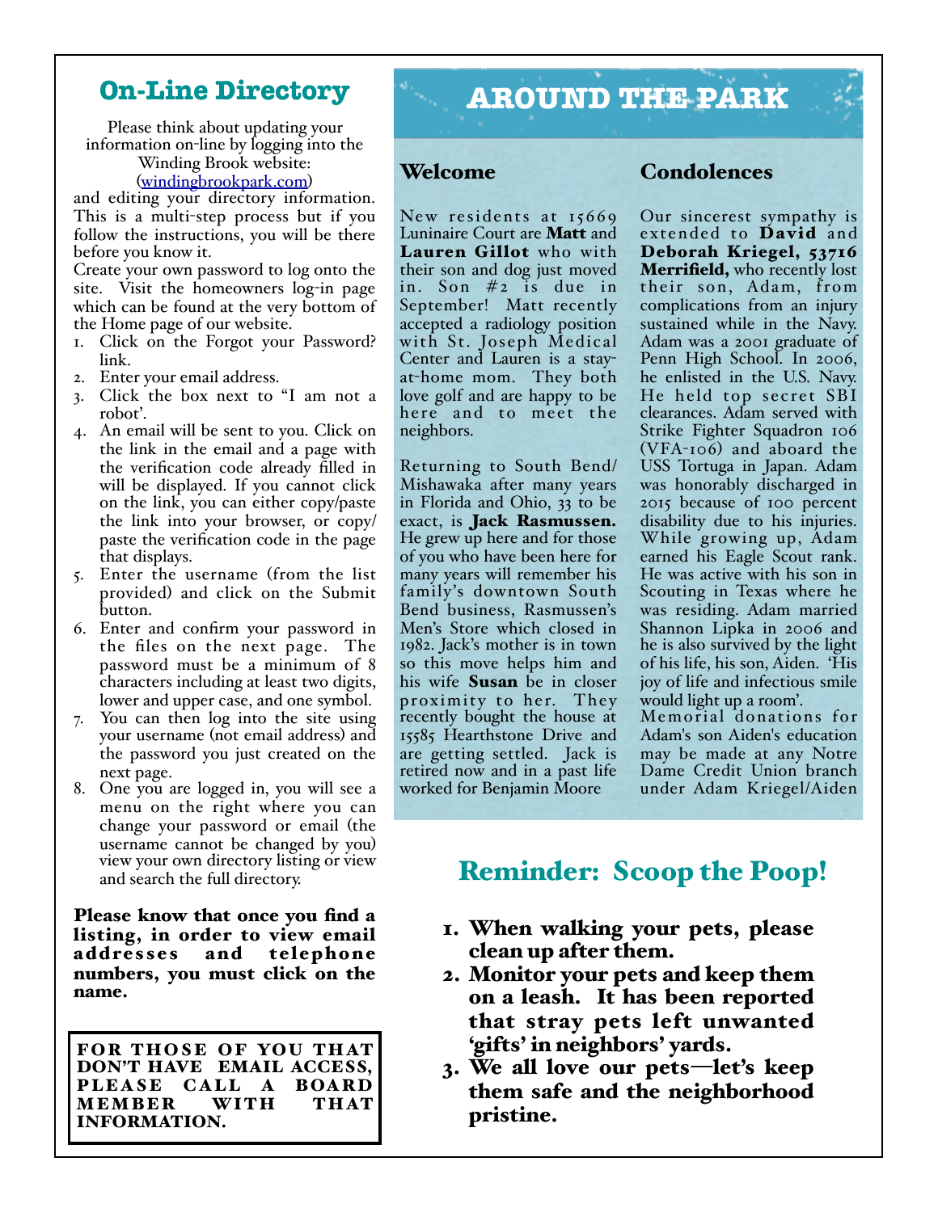## On-Line Directory

Please think about updating your information on-line by logging into the Winding Brook website: (windingbrookpark.com) and editing your directory information. This is a multi-step process but if you follow the instructions, you will be there before you know it.

Create your own password to log onto the site. Visit the homeowners log-in page which can be found at the very bottom of the Home page of our website.

1. Click on the Forgot your Password? link.
2. Enter your email address.
3. Click the box next to "I am not a robot'.
4. An email will be sent to you. Click on the link in the email and a page with the verification code already filled in will be displayed. If you cannot click on the link, you can either copy/paste the link into your browser, or copy/paste the verification code in the page that displays.
5. Enter the username (from the list provided) and click on the Submit button.
6. Enter and confirm your password in the files on the next page. The password must be a minimum of 8 characters including at least two digits, lower and upper case, and one symbol.
7. You can then log into the site using your username (not email address) and the password you just created on the next page.
8. One you are logged in, you will see a menu on the right where you can change your password or email (the username cannot be changed by you) view your own directory listing or view and search the full directory.

**Please know that once you find a listing, in order to view email addresses and telephone numbers, you must click on the name.**

**FOR THOSE OF YOU THAT DON'T HAVE EMAIL ACCESS, PLEASE CALL A BOARD MEMBER WITH THAT INFORMATION.**

# AROUND THE PARK

### Welcome

New residents at 15669 Luninaire Court are **Matt** and **Lauren Gillot** who with their son and dog just moved in. Son #2 is due in September! Matt recently accepted a radiology position with St. Joseph Medical Center and Lauren is a stay-at-home mom. They both love golf and are happy to be here and to meet the neighbors.

Returning to South Bend/Mishawaka after many years in Florida and Ohio, 33 to be exact, is **Jack Rasmussen.** He grew up here and for those of you who have been here for many years will remember his family's downtown South Bend business, Rasmussen's Men's Store which closed in 1982. Jack's mother is in town so this move helps him and his wife **Susan** be in closer proximity to her. They recently bought the house at 15585 Hearthstone Drive and are getting settled. Jack is retired now and in a past life worked for Benjamin Moore

### Condolences

Our sincerest sympathy is extended to **David** and **Deborah Kriegel, 53716 Merrifield,** who recently lost their son, Adam, from complications from an injury sustained while in the Navy. Adam was a 2001 graduate of Penn High School. In 2006, he enlisted in the U.S. Navy. He held top secret SBI clearances. Adam served with Strike Fighter Squadron 106 (VFA-106) and aboard the USS Tortuga in Japan. Adam was honorably discharged in 2015 because of 100 percent disability due to his injuries. While growing up, Adam earned his Eagle Scout rank. He was active with his son in Scouting in Texas where he was residing. Adam married Shannon Lipka in 2006 and he is also survived by the light of his life, his son, Aiden. 'His joy of life and infectious smile would light up a room'.
Memorial donations for Adam's son Aiden's education may be made at any Notre Dame Credit Union branch under Adam Kriegel/Aiden

## Reminder: Scoop the Poop!

1. **When walking your pets, please clean up after them.**
2. **Monitor your pets and keep them on a leash. It has been reported that stray pets left unwanted 'gifts' in neighbors' yards.**
3. **We all love our pets—let's keep them safe and the neighborhood pristine.**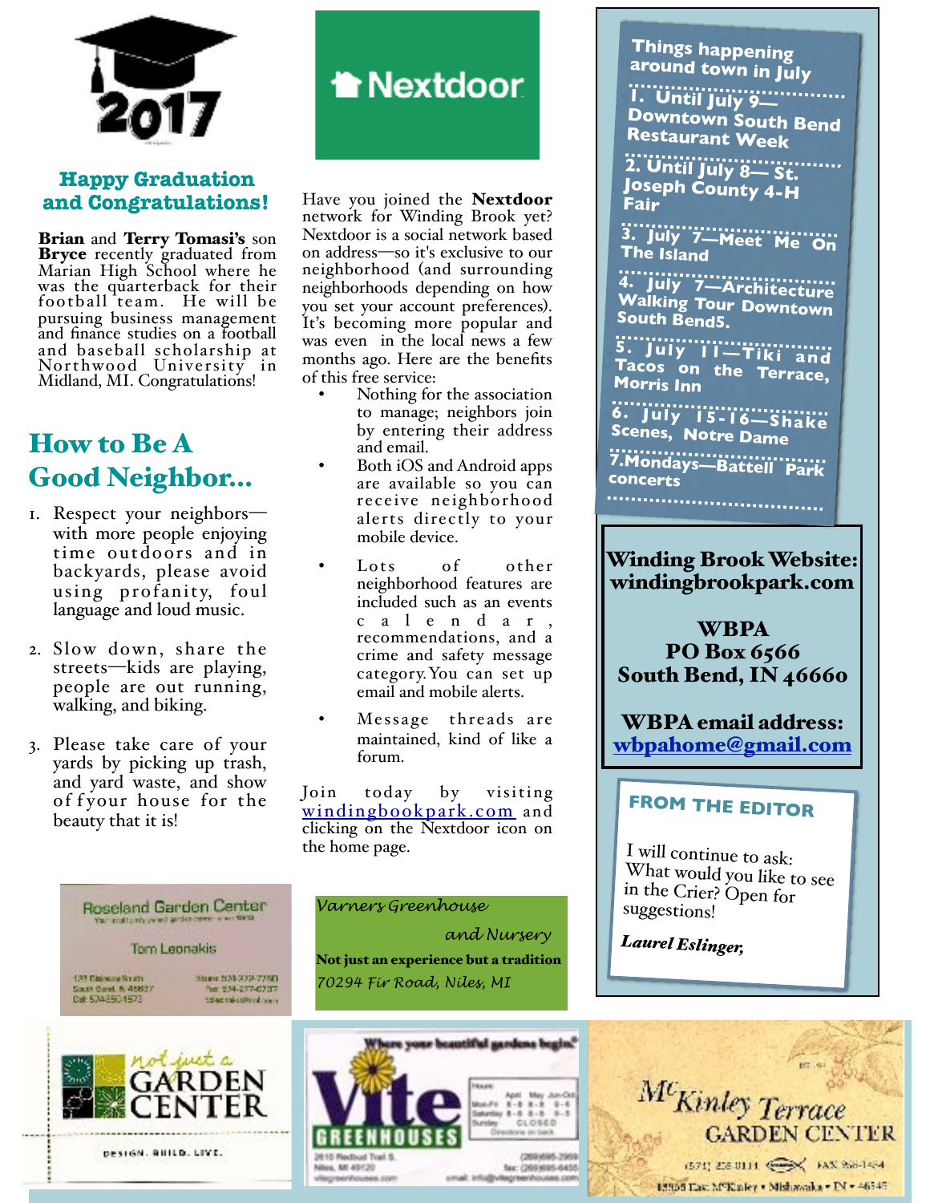2017

## Happy Graduation and Congratulations!

**Brian** and **Terry Tomasi's** son **Bryce** recently graduated from Marian High School where he was the quarterback for their football team. He will be pursuing business management and finance studies on a football and baseball scholarship at Northwood University in Midland, MI. Congratulations!

## How to Be A Good Neighbor...

1. Respect your neighbors—with more people enjoying time outdoors and in backyards, please avoid using profanity, foul language and loud music.
2. Slow down, share the streets—kids are playing, people are out running, walking, and biking.
3. Please take care of your yards by picking up trash, and yard waste, and show of fyour house for the beauty that it is!

Nextdoor

Have you joined the **Nextdoor** network for Winding Brook yet? Nextdoor is a social network based on address—so it's exclusive to our neighborhood (and surrounding neighborhoods depending on how you set your account preferences). It's becoming more popular and was even in the local news a few months ago. Here are the benefits of this free service:

- Nothing for the association to manage; neighbors join by entering their address and email.
- Both iOS and Android apps are available so you can receive neighborhood alerts directly to your mobile device.
- Lots of other neighborhood features are included such as an events calendar, recommendations, and a crime and safety message category. You can set up email and mobile alerts.
- Message threads are maintained, kind of like a forum.

Join today by visiting windingbookpark.com and clicking on the Nextdoor icon on the home page.

## Things happening around town in July

1. Until July 9—Downtown South Bend Restaurant Week
2. Until July 8— St. Joseph County 4-H Fair
3. July 7—Meet Me On The Island
4. July 7—Architecture Walking Tour Downtown South Bend5.
5. July 11—Tiki and Tacos on the Terrace, Morris Inn
6. July 15-16—Shake Scenes, Notre Dame
7. Mondays—Battell Park concerts

**Winding Brook Website: windingbrookpark.com**

**WBPA**
**PO Box 6566**
**South Bend, IN 46660**

**WBPA email address: wbpahome@gmail.com**

### FROM THE EDITOR

I will continue to ask: What would you like to see in the Crier? Open for suggestions!

***Laurel Eslinger,***

Roseland Garden Center
Tom Leonakis

*Varners Greenhouse and Nursery*
**Not just an experience but a tradition**
*70294 Fir Road, Niles, MI*

not just a GARDEN CENTER
DESIGN. BUILD. LIVE.

Where your beautiful gardens begin
Vite GREENHOUSES

McKinley Terrace GARDEN CENTER